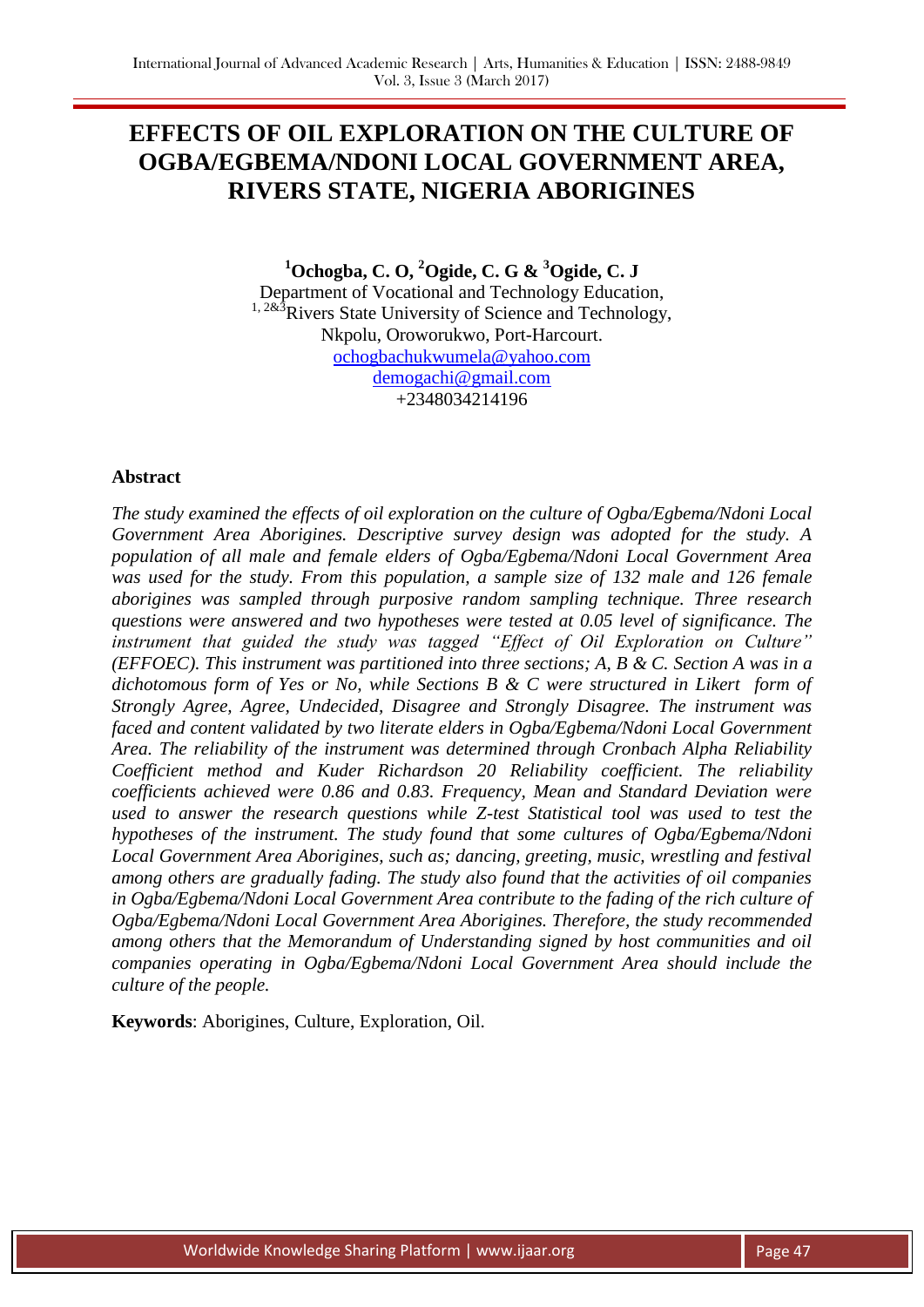# EFFECTS OF OIL EXPLORATION ON THE CULTURE OF OGBA/EGBEMA/NDONI LOCAL GOVERNMENT AREA, RIVERS STATE, NIGERIA ABORIGINES

**[1]Ochogba, C. O, [2]Ogide, C. G & [3]Ogide, C. J**

Department of Vocational and Technology Education,
[1, 2&3]Rivers State University of Science and Technology,
Nkpolu, Oroworukwo, Port-Harcourt.
ochogbachukwumela@yahoo.com
demogachi@gmail.com
+2348034214196

## Abstract

*The study examined the effects of oil exploration on the culture of Ogba/Egbema/Ndoni Local Government Area Aborigines. Descriptive survey design was adopted for the study. A population of all male and female elders of Ogba/Egbema/Ndoni Local Government Area was used for the study. From this population, a sample size of 132 male and 126 female aborigines was sampled through purposive random sampling technique. Three research questions were answered and two hypotheses were tested at 0.05 level of significance. The instrument that guided the study was tagged "Effect of Oil Exploration on Culture" (EFFOEC). This instrument was partitioned into three sections; A, B & C. Section A was in a dichotomous form of Yes or No, while Sections B & C were structured in Likert form of Strongly Agree, Agree, Undecided, Disagree and Strongly Disagree. The instrument was faced and content validated by two literate elders in Ogba/Egbema/Ndoni Local Government Area. The reliability of the instrument was determined through Cronbach Alpha Reliability Coefficient method and Kuder Richardson 20 Reliability coefficient. The reliability coefficients achieved were 0.86 and 0.83. Frequency, Mean and Standard Deviation were used to answer the research questions while Z-test Statistical tool was used to test the hypotheses of the instrument. The study found that some cultures of Ogba/Egbema/Ndoni Local Government Area Aborigines, such as; dancing, greeting, music, wrestling and festival among others are gradually fading. The study also found that the activities of oil companies in Ogba/Egbema/Ndoni Local Government Area contribute to the fading of the rich culture of Ogba/Egbema/Ndoni Local Government Area Aborigines. Therefore, the study recommended among others that the Memorandum of Understanding signed by host communities and oil companies operating in Ogba/Egbema/Ndoni Local Government Area should include the culture of the people.*

**Keywords**: Aborigines, Culture, Exploration, Oil.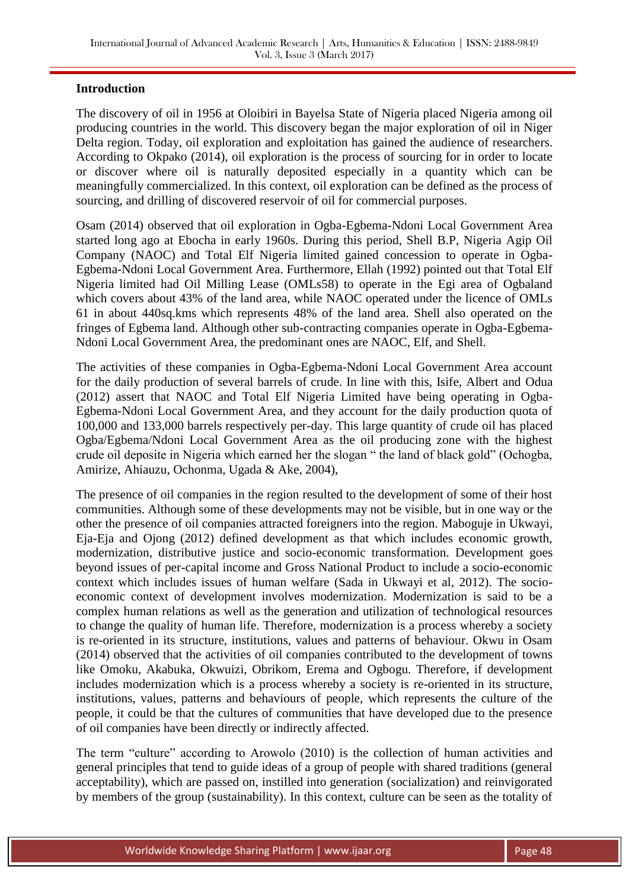**Introduction**

The discovery of oil in 1956 at Oloibiri in Bayelsa State of Nigeria placed Nigeria among oil producing countries in the world. This discovery began the major exploration of oil in Niger Delta region. Today, oil exploration and exploitation has gained the audience of researchers. According to Okpako (2014), oil exploration is the process of sourcing for in order to locate or discover where oil is naturally deposited especially in a quantity which can be meaningfully commercialized. In this context, oil exploration can be defined as the process of sourcing, and drilling of discovered reservoir of oil for commercial purposes.

Osam (2014) observed that oil exploration in Ogba-Egbema-Ndoni Local Government Area started long ago at Ebocha in early 1960s. During this period, Shell B.P, Nigeria Agip Oil Company (NAOC) and Total Elf Nigeria limited gained concession to operate in Ogba-Egbema-Ndoni Local Government Area. Furthermore, Ellah (1992) pointed out that Total Elf Nigeria limited had Oil Milling Lease (OMLs58) to operate in the Egi area of Ogbaland which covers about 43% of the land area, while NAOC operated under the licence of OMLs 61 in about 440sq.kms which represents 48% of the land area. Shell also operated on the fringes of Egbema land. Although other sub-contracting companies operate in Ogba-Egbema-Ndoni Local Government Area, the predominant ones are NAOC, Elf, and Shell.

The activities of these companies in Ogba-Egbema-Ndoni Local Government Area account for the daily production of several barrels of crude. In line with this, Isife, Albert and Odua (2012) assert that NAOC and Total Elf Nigeria Limited have being operating in Ogba-Egbema-Ndoni Local Government Area, and they account for the daily production quota of 100,000 and 133,000 barrels respectively per-day. This large quantity of crude oil has placed Ogba/Egbema/Ndoni Local Government Area as the oil producing zone with the highest crude oil deposite in Nigeria which earned her the slogan " the land of black gold" (Ochogba, Amirize, Ahiauzu, Ochonma, Ugada & Ake, 2004),

The presence of oil companies in the region resulted to the development of some of their host communities. Although some of these developments may not be visible, but in one way or the other the presence of oil companies attracted foreigners into the region. Maboguje in Ukwayi, Eja-Eja and Ojong (2012) defined development as that which includes economic growth, modernization, distributive justice and socio-economic transformation. Development goes beyond issues of per-capital income and Gross National Product to include a socio-economic context which includes issues of human welfare (Sada in Ukwayi et al, 2012). The socio-economic context of development involves modernization. Modernization is said to be a complex human relations as well as the generation and utilization of technological resources to change the quality of human life. Therefore, modernization is a process whereby a society is re-oriented in its structure, institutions, values and patterns of behaviour. Okwu in Osam (2014) observed that the activities of oil companies contributed to the development of towns like Omoku, Akabuka, Okwuizi, Obrikom, Erema and Ogbogu. Therefore, if development includes modernization which is a process whereby a society is re-oriented in its structure, institutions, values, patterns and behaviours of people, which represents the culture of the people, it could be that the cultures of communities that have developed due to the presence of oil companies have been directly or indirectly affected.

The term "culture" according to Arowolo (2010) is the collection of human activities and general principles that tend to guide ideas of a group of people with shared traditions (general acceptability), which are passed on, instilled into generation (socialization) and reinvigorated by members of the group (sustainability). In this context, culture can be seen as the totality of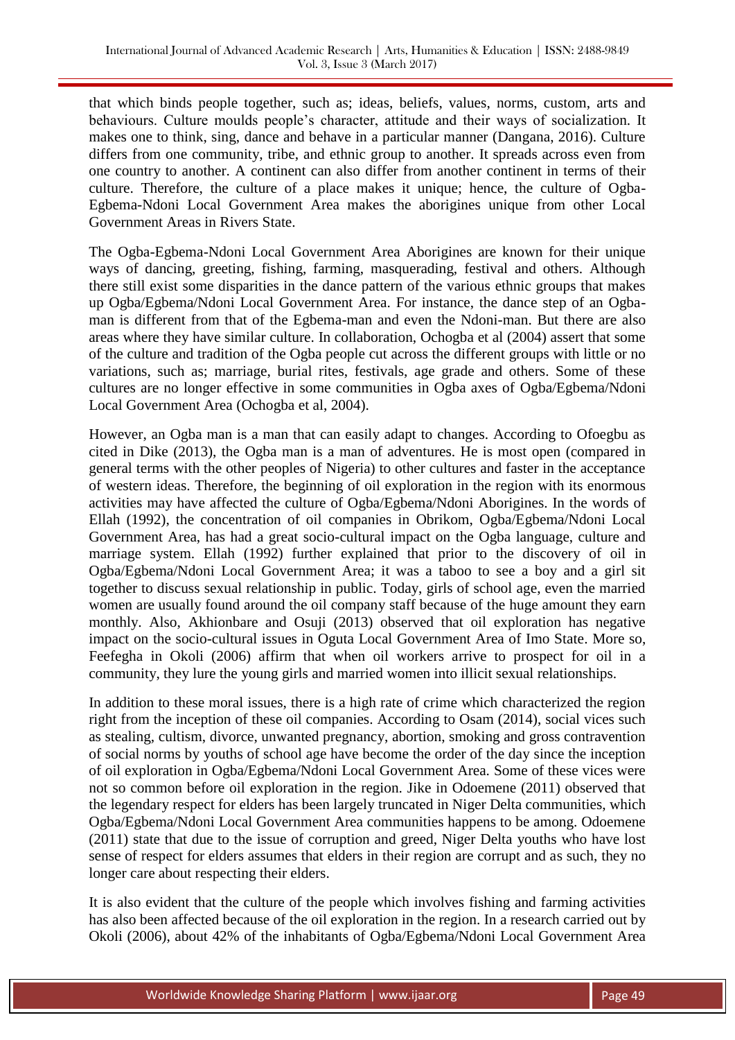that which binds people together, such as; ideas, beliefs, values, norms, custom, arts and behaviours. Culture moulds people's character, attitude and their ways of socialization. It makes one to think, sing, dance and behave in a particular manner (Dangana, 2016). Culture differs from one community, tribe, and ethnic group to another. It spreads across even from one country to another. A continent can also differ from another continent in terms of their culture. Therefore, the culture of a place makes it unique; hence, the culture of Ogba-Egbema-Ndoni Local Government Area makes the aborigines unique from other Local Government Areas in Rivers State.

The Ogba-Egbema-Ndoni Local Government Area Aborigines are known for their unique ways of dancing, greeting, fishing, farming, masquerading, festival and others. Although there still exist some disparities in the dance pattern of the various ethnic groups that makes up Ogba/Egbema/Ndoni Local Government Area. For instance, the dance step of an Ogba-man is different from that of the Egbema-man and even the Ndoni-man. But there are also areas where they have similar culture. In collaboration, Ochogba et al (2004) assert that some of the culture and tradition of the Ogba people cut across the different groups with little or no variations, such as; marriage, burial rites, festivals, age grade and others. Some of these cultures are no longer effective in some communities in Ogba axes of Ogba/Egbema/Ndoni Local Government Area (Ochogba et al, 2004).

However, an Ogba man is a man that can easily adapt to changes. According to Ofoegbu as cited in Dike (2013), the Ogba man is a man of adventures. He is most open (compared in general terms with the other peoples of Nigeria) to other cultures and faster in the acceptance of western ideas. Therefore, the beginning of oil exploration in the region with its enormous activities may have affected the culture of Ogba/Egbema/Ndoni Aborigines. In the words of Ellah (1992), the concentration of oil companies in Obrikom, Ogba/Egbema/Ndoni Local Government Area, has had a great socio-cultural impact on the Ogba language, culture and marriage system. Ellah (1992) further explained that prior to the discovery of oil in Ogba/Egbema/Ndoni Local Government Area; it was a taboo to see a boy and a girl sit together to discuss sexual relationship in public. Today, girls of school age, even the married women are usually found around the oil company staff because of the huge amount they earn monthly. Also, Akhionbare and Osuji (2013) observed that oil exploration has negative impact on the socio-cultural issues in Oguta Local Government Area of Imo State. More so, Feefegha in Okoli (2006) affirm that when oil workers arrive to prospect for oil in a community, they lure the young girls and married women into illicit sexual relationships.

In addition to these moral issues, there is a high rate of crime which characterized the region right from the inception of these oil companies. According to Osam (2014), social vices such as stealing, cultism, divorce, unwanted pregnancy, abortion, smoking and gross contravention of social norms by youths of school age have become the order of the day since the inception of oil exploration in Ogba/Egbema/Ndoni Local Government Area. Some of these vices were not so common before oil exploration in the region. Jike in Odoemene (2011) observed that the legendary respect for elders has been largely truncated in Niger Delta communities, which Ogba/Egbema/Ndoni Local Government Area communities happens to be among. Odoemene (2011) state that due to the issue of corruption and greed, Niger Delta youths who have lost sense of respect for elders assumes that elders in their region are corrupt and as such, they no longer care about respecting their elders.

It is also evident that the culture of the people which involves fishing and farming activities has also been affected because of the oil exploration in the region. In a research carried out by Okoli (2006), about 42% of the inhabitants of Ogba/Egbema/Ndoni Local Government Area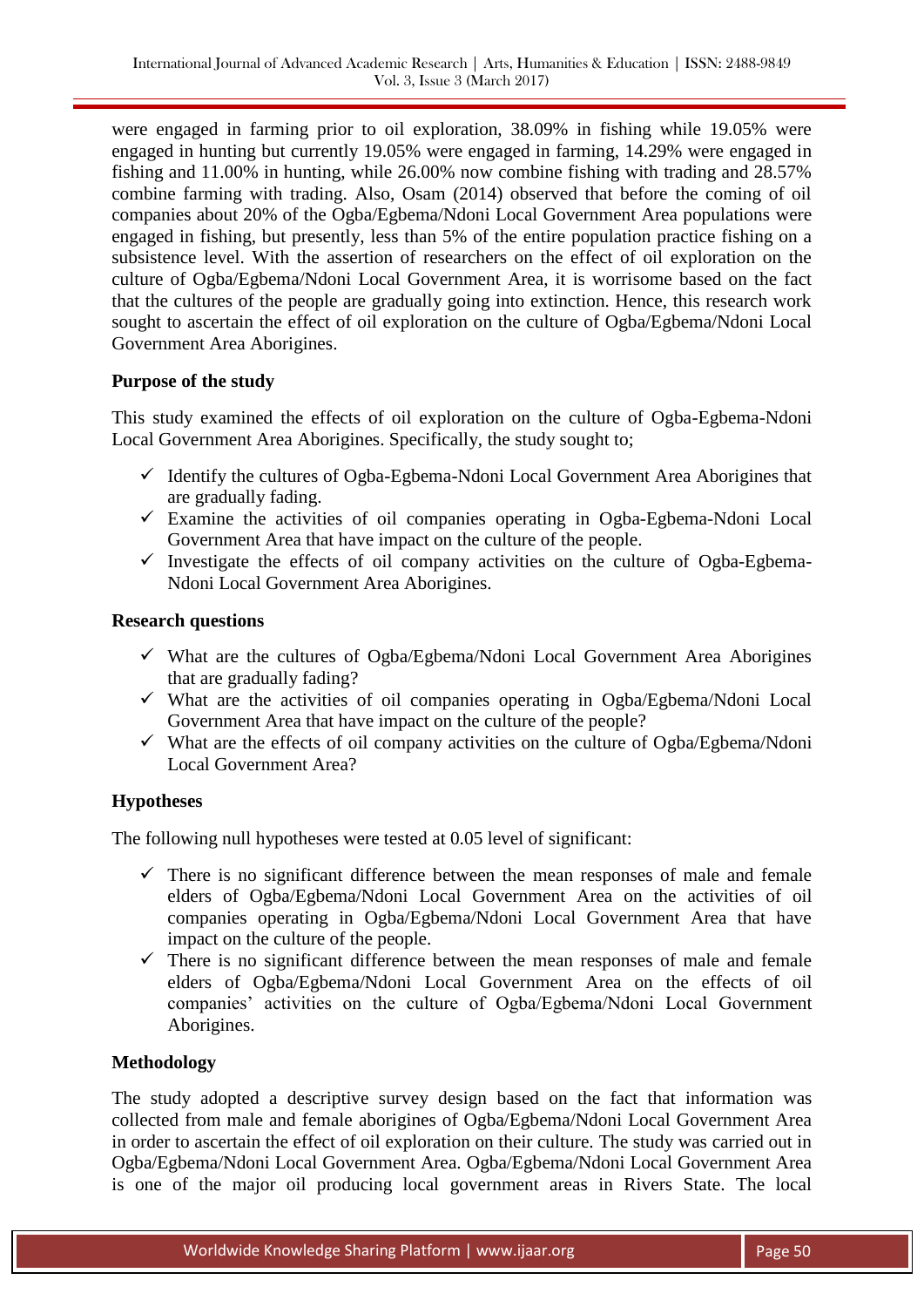were engaged in farming prior to oil exploration, 38.09% in fishing while 19.05% were engaged in hunting but currently 19.05% were engaged in farming, 14.29% were engaged in fishing and 11.00% in hunting, while 26.00% now combine fishing with trading and 28.57% combine farming with trading. Also, Osam (2014) observed that before the coming of oil companies about 20% of the Ogba/Egbema/Ndoni Local Government Area populations were engaged in fishing, but presently, less than 5% of the entire population practice fishing on a subsistence level. With the assertion of researchers on the effect of oil exploration on the culture of Ogba/Egbema/Ndoni Local Government Area, it is worrisome based on the fact that the cultures of the people are gradually going into extinction. Hence, this research work sought to ascertain the effect of oil exploration on the culture of Ogba/Egbema/Ndoni Local Government Area Aborigines.

**Purpose of the study**

This study examined the effects of oil exploration on the culture of Ogba-Egbema-Ndoni Local Government Area Aborigines. Specifically, the study sought to;

- ✓ Identify the cultures of Ogba-Egbema-Ndoni Local Government Area Aborigines that are gradually fading.
- ✓ Examine the activities of oil companies operating in Ogba-Egbema-Ndoni Local Government Area that have impact on the culture of the people.
- ✓ Investigate the effects of oil company activities on the culture of Ogba-Egbema-Ndoni Local Government Area Aborigines.

**Research questions**

- ✓ What are the cultures of Ogba/Egbema/Ndoni Local Government Area Aborigines that are gradually fading?
- ✓ What are the activities of oil companies operating in Ogba/Egbema/Ndoni Local Government Area that have impact on the culture of the people?
- ✓ What are the effects of oil company activities on the culture of Ogba/Egbema/Ndoni Local Government Area?

**Hypotheses**

The following null hypotheses were tested at 0.05 level of significant:

- ✓ There is no significant difference between the mean responses of male and female elders of Ogba/Egbema/Ndoni Local Government Area on the activities of oil companies operating in Ogba/Egbema/Ndoni Local Government Area that have impact on the culture of the people.
- ✓ There is no significant difference between the mean responses of male and female elders of Ogba/Egbema/Ndoni Local Government Area on the effects of oil companies' activities on the culture of Ogba/Egbema/Ndoni Local Government Aborigines.

**Methodology**

The study adopted a descriptive survey design based on the fact that information was collected from male and female aborigines of Ogba/Egbema/Ndoni Local Government Area in order to ascertain the effect of oil exploration on their culture. The study was carried out in Ogba/Egbema/Ndoni Local Government Area. Ogba/Egbema/Ndoni Local Government Area is one of the major oil producing local government areas in Rivers State. The local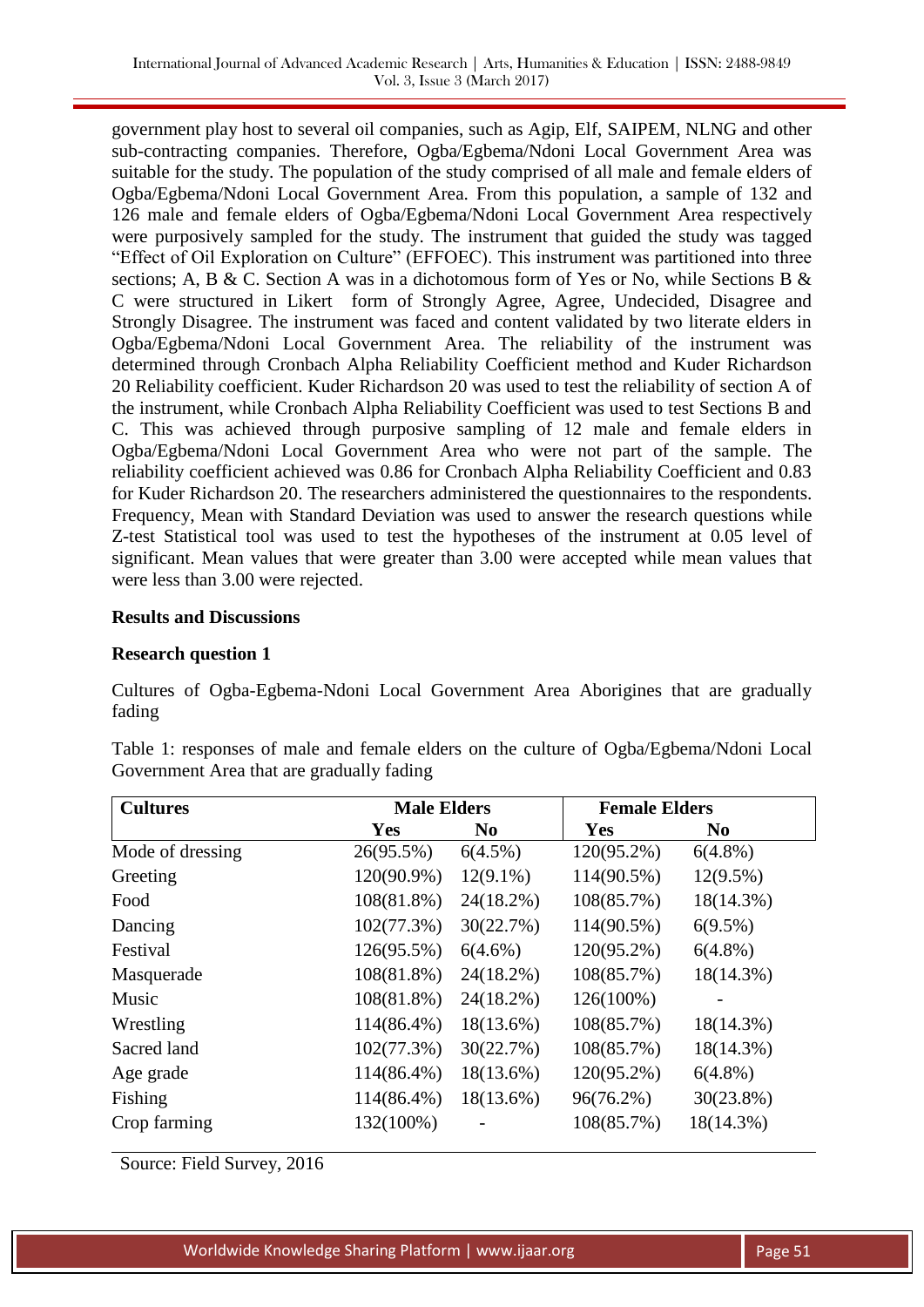government play host to several oil companies, such as Agip, Elf, SAIPEM, NLNG and other sub-contracting companies. Therefore, Ogba/Egbema/Ndoni Local Government Area was suitable for the study. The population of the study comprised of all male and female elders of Ogba/Egbema/Ndoni Local Government Area. From this population, a sample of 132 and 126 male and female elders of Ogba/Egbema/Ndoni Local Government Area respectively were purposively sampled for the study. The instrument that guided the study was tagged "Effect of Oil Exploration on Culture" (EFFOEC). This instrument was partitioned into three sections; A, B & C. Section A was in a dichotomous form of Yes or No, while Sections B & C were structured in Likert form of Strongly Agree, Agree, Undecided, Disagree and Strongly Disagree. The instrument was faced and content validated by two literate elders in Ogba/Egbema/Ndoni Local Government Area. The reliability of the instrument was determined through Cronbach Alpha Reliability Coefficient method and Kuder Richardson 20 Reliability coefficient. Kuder Richardson 20 was used to test the reliability of section A of the instrument, while Cronbach Alpha Reliability Coefficient was used to test Sections B and C. This was achieved through purposive sampling of 12 male and female elders in Ogba/Egbema/Ndoni Local Government Area who were not part of the sample. The reliability coefficient achieved was 0.86 for Cronbach Alpha Reliability Coefficient and 0.83 for Kuder Richardson 20. The researchers administered the questionnaires to the respondents. Frequency, Mean with Standard Deviation was used to answer the research questions while Z-test Statistical tool was used to test the hypotheses of the instrument at 0.05 level of significant. Mean values that were greater than 3.00 were accepted while mean values that were less than 3.00 were rejected.

**Results and Discussions**

**Research question 1**

Cultures of Ogba-Egbema-Ndoni Local Government Area Aborigines that are gradually fading

Table 1: responses of male and female elders on the culture of Ogba/Egbema/Ndoni Local Government Area that are gradually fading

| Cultures | Male Elders | | Female Elders | |
|---|---|---|---|---|
| | Yes | No | Yes | No |
| Mode of dressing | 26(95.5%) | 6(4.5%) | 120(95.2%) | 6(4.8%) |
| Greeting | 120(90.9%) | 12(9.1%) | 114(90.5%) | 12(9.5%) |
| Food | 108(81.8%) | 24(18.2%) | 108(85.7%) | 18(14.3%) |
| Dancing | 102(77.3%) | 30(22.7%) | 114(90.5%) | 6(9.5%) |
| Festival | 126(95.5%) | 6(4.6%) | 120(95.2%) | 6(4.8%) |
| Masquerade | 108(81.8%) | 24(18.2%) | 108(85.7%) | 18(14.3%) |
| Music | 108(81.8%) | 24(18.2%) | 126(100%) | - |
| Wrestling | 114(86.4%) | 18(13.6%) | 108(85.7%) | 18(14.3%) |
| Sacred land | 102(77.3%) | 30(22.7%) | 108(85.7%) | 18(14.3%) |
| Age grade | 114(86.4%) | 18(13.6%) | 120(95.2%) | 6(4.8%) |
| Fishing | 114(86.4%) | 18(13.6%) | 96(76.2%) | 30(23.8%) |
| Crop farming | 132(100%) | - | 108(85.7%) | 18(14.3%) |

Source: Field Survey, 2016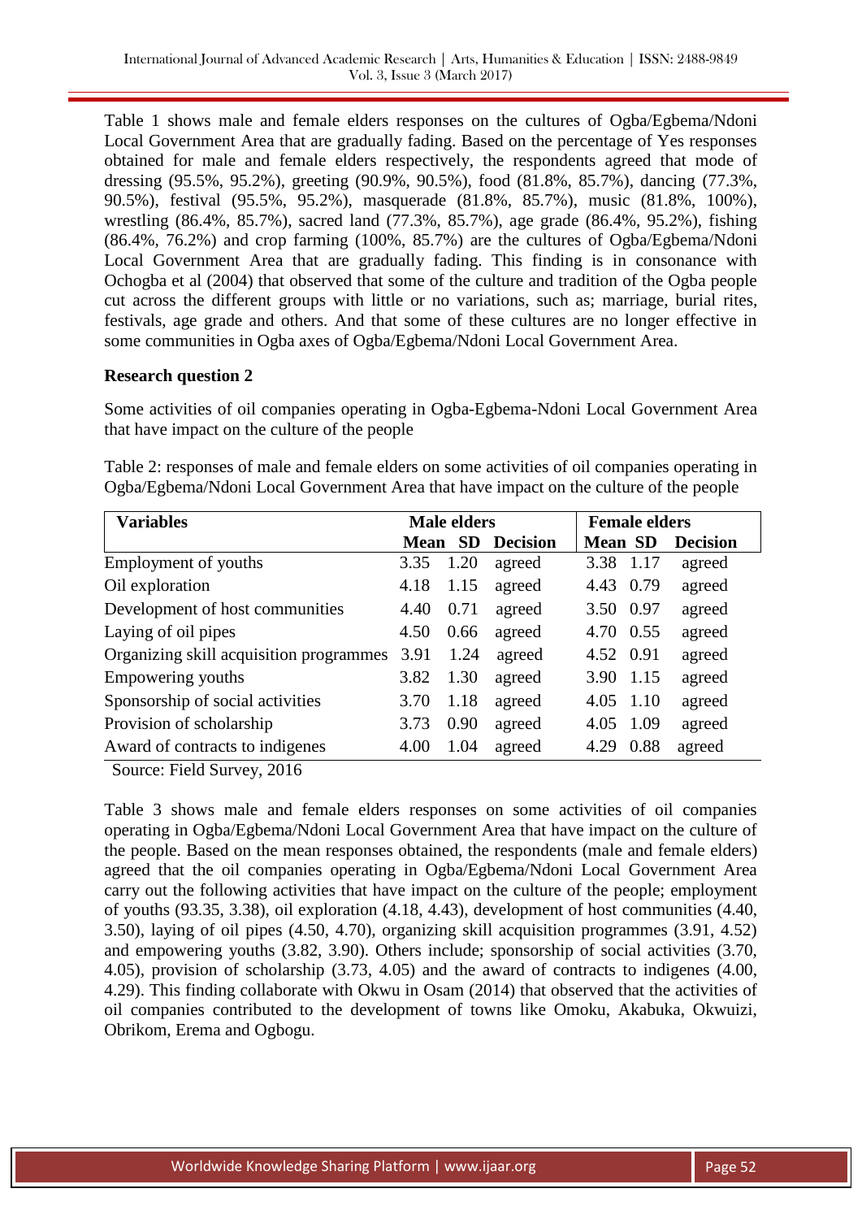Table 1 shows male and female elders responses on the cultures of Ogba/Egbema/Ndoni Local Government Area that are gradually fading. Based on the percentage of Yes responses obtained for male and female elders respectively, the respondents agreed that mode of dressing (95.5%, 95.2%), greeting (90.9%, 90.5%), food (81.8%, 85.7%), dancing (77.3%, 90.5%), festival (95.5%, 95.2%), masquerade (81.8%, 85.7%), music (81.8%, 100%), wrestling (86.4%, 85.7%), sacred land (77.3%, 85.7%), age grade (86.4%, 95.2%), fishing (86.4%, 76.2%) and crop farming (100%, 85.7%) are the cultures of Ogba/Egbema/Ndoni Local Government Area that are gradually fading. This finding is in consonance with Ochogba et al (2004) that observed that some of the culture and tradition of the Ogba people cut across the different groups with little or no variations, such as; marriage, burial rites, festivals, age grade and others. And that some of these cultures are no longer effective in some communities in Ogba axes of Ogba/Egbema/Ndoni Local Government Area.

**Research question 2**

Some activities of oil companies operating in Ogba-Egbema-Ndoni Local Government Area that have impact on the culture of the people

Table 2: responses of male and female elders on some activities of oil companies operating in Ogba/Egbema/Ndoni Local Government Area that have impact on the culture of the people

| Variables | Male elders | | | Female elders | | |
|---|---|---|---|---|---|---|
| | Mean | SD | Decision | Mean | SD | Decision |
| Employment of youths | 3.35 | 1.20 | agreed | 3.38 | 1.17 | agreed |
| Oil exploration | 4.18 | 1.15 | agreed | 4.43 | 0.79 | agreed |
| Development of host communities | 4.40 | 0.71 | agreed | 3.50 | 0.97 | agreed |
| Laying of oil pipes | 4.50 | 0.66 | agreed | 4.70 | 0.55 | agreed |
| Organizing skill acquisition programmes | 3.91 | 1.24 | agreed | 4.52 | 0.91 | agreed |
| Empowering youths | 3.82 | 1.30 | agreed | 3.90 | 1.15 | agreed |
| Sponsorship of social activities | 3.70 | 1.18 | agreed | 4.05 | 1.10 | agreed |
| Provision of scholarship | 3.73 | 0.90 | agreed | 4.05 | 1.09 | agreed |
| Award of contracts to indigenes | 4.00 | 1.04 | agreed | 4.29 | 0.88 | agreed |

Source: Field Survey, 2016

Table 3 shows male and female elders responses on some activities of oil companies operating in Ogba/Egbema/Ndoni Local Government Area that have impact on the culture of the people. Based on the mean responses obtained, the respondents (male and female elders) agreed that the oil companies operating in Ogba/Egbema/Ndoni Local Government Area carry out the following activities that have impact on the culture of the people; employment of youths (93.35, 3.38), oil exploration (4.18, 4.43), development of host communities (4.40, 3.50), laying of oil pipes (4.50, 4.70), organizing skill acquisition programmes (3.91, 4.52) and empowering youths (3.82, 3.90). Others include; sponsorship of social activities (3.70, 4.05), provision of scholarship (3.73, 4.05) and the award of contracts to indigenes (4.00, 4.29). This finding collaborate with Okwu in Osam (2014) that observed that the activities of oil companies contributed to the development of towns like Omoku, Akabuka, Okwuizi, Obrikom, Erema and Ogbogu.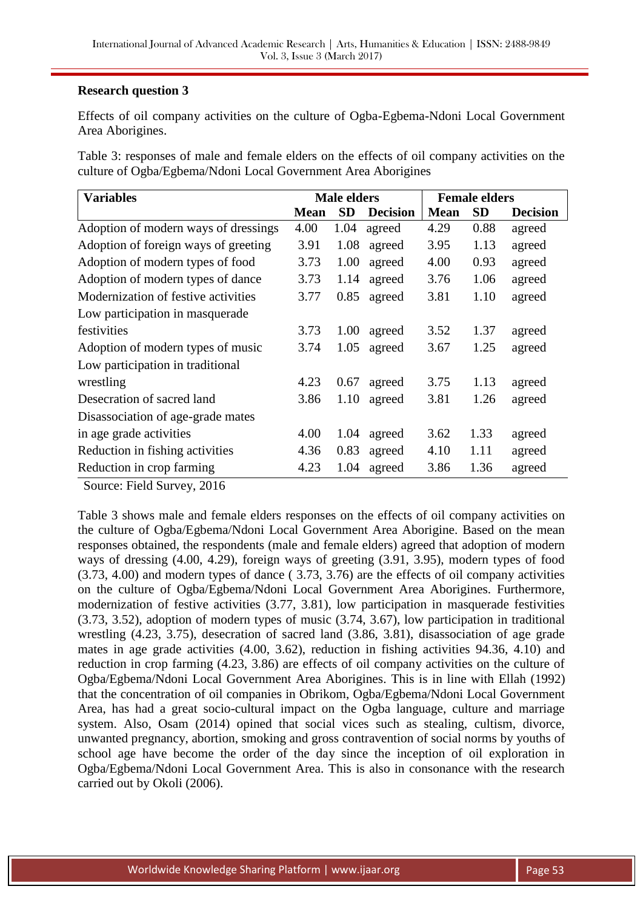**Research question 3**

Effects of oil company activities on the culture of Ogba-Egbema-Ndoni Local Government Area Aborigines.

Table 3: responses of male and female elders on the effects of oil company activities on the culture of Ogba/Egbema/Ndoni Local Government Area Aborigines

| Variables | Male elders | | | Female elders | | |
|---|---|---|---|---|---|---|
| | Mean | SD | Decision | Mean | SD | Decision |
| Adoption of modern ways of dressings | 4.00 | 1.04 | agreed | 4.29 | 0.88 | agreed |
| Adoption of foreign ways of greeting | 3.91 | 1.08 | agreed | 3.95 | 1.13 | agreed |
| Adoption of modern types of food | 3.73 | 1.00 | agreed | 4.00 | 0.93 | agreed |
| Adoption of modern types of dance | 3.73 | 1.14 | agreed | 3.76 | 1.06 | agreed |
| Modernization of festive activities | 3.77 | 0.85 | agreed | 3.81 | 1.10 | agreed |
| Low participation in masquerade festivities | 3.73 | 1.00 | agreed | 3.52 | 1.37 | agreed |
| Adoption of modern types of music | 3.74 | 1.05 | agreed | 3.67 | 1.25 | agreed |
| Low participation in traditional wrestling | 4.23 | 0.67 | agreed | 3.75 | 1.13 | agreed |
| Desecration of sacred land | 3.86 | 1.10 | agreed | 3.81 | 1.26 | agreed |
| Disassociation of age-grade mates in age grade activities | 4.00 | 1.04 | agreed | 3.62 | 1.33 | agreed |
| Reduction in fishing activities | 4.36 | 0.83 | agreed | 4.10 | 1.11 | agreed |
| Reduction in crop farming | 4.23 | 1.04 | agreed | 3.86 | 1.36 | agreed |

Source: Field Survey, 2016

Table 3 shows male and female elders responses on the effects of oil company activities on the culture of Ogba/Egbema/Ndoni Local Government Area Aborigine. Based on the mean responses obtained, the respondents (male and female elders) agreed that adoption of modern ways of dressing (4.00, 4.29), foreign ways of greeting (3.91, 3.95), modern types of food (3.73, 4.00) and modern types of dance ( 3.73, 3.76) are the effects of oil company activities on the culture of Ogba/Egbema/Ndoni Local Government Area Aborigines. Furthermore, modernization of festive activities (3.77, 3.81), low participation in masquerade festivities (3.73, 3.52), adoption of modern types of music (3.74, 3.67), low participation in traditional wrestling (4.23, 3.75), desecration of sacred land (3.86, 3.81), disassociation of age grade mates in age grade activities (4.00, 3.62), reduction in fishing activities 94.36, 4.10) and reduction in crop farming (4.23, 3.86) are effects of oil company activities on the culture of Ogba/Egbema/Ndoni Local Government Area Aborigines. This is in line with Ellah (1992) that the concentration of oil companies in Obrikom, Ogba/Egbema/Ndoni Local Government Area, has had a great socio-cultural impact on the Ogba language, culture and marriage system. Also, Osam (2014) opined that social vices such as stealing, cultism, divorce, unwanted pregnancy, abortion, smoking and gross contravention of social norms by youths of school age have become the order of the day since the inception of oil exploration in Ogba/Egbema/Ndoni Local Government Area. This is also in consonance with the research carried out by Okoli (2006).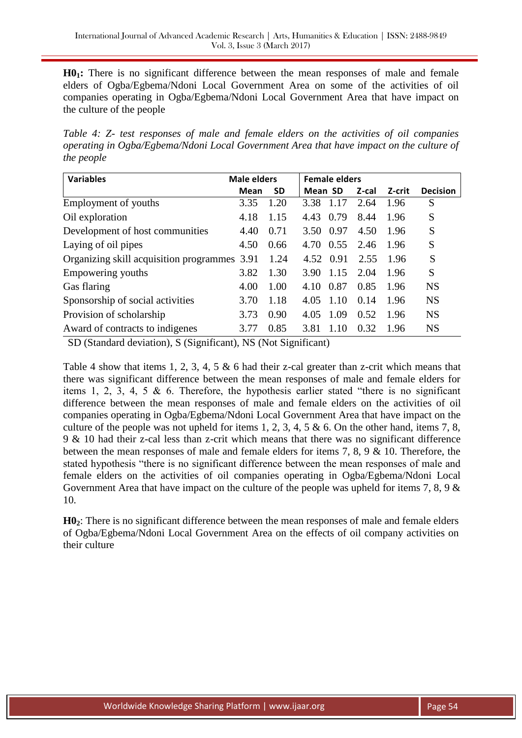**$H0_1$:** There is no significant difference between the mean responses of male and female elders of Ogba/Egbema/Ndoni Local Government Area on some of the activities of oil companies operating in Ogba/Egbema/Ndoni Local Government Area that have impact on the culture of the people

*Table 4: Z- test responses of male and female elders on the activities of oil companies operating in Ogba/Egbema/Ndoni Local Government Area that have impact on the culture of the people*

| Variables | Male elders | | Female elders | | | | |
|---|---|---|---|---|---|---|---|
| | Mean | SD | Mean | SD | Z-cal | Z-crit | Decision |
| Employment of youths | 3.35 | 1.20 | 3.38 | 1.17 | 2.64 | 1.96 | S |
| Oil exploration | 4.18 | 1.15 | 4.43 | 0.79 | 8.44 | 1.96 | S |
| Development of host communities | 4.40 | 0.71 | 3.50 | 0.97 | 4.50 | 1.96 | S |
| Laying of oil pipes | 4.50 | 0.66 | 4.70 | 0.55 | 2.46 | 1.96 | S |
| Organizing skill acquisition programmes | 3.91 | 1.24 | 4.52 | 0.91 | 2.55 | 1.96 | S |
| Empowering youths | 3.82 | 1.30 | 3.90 | 1.15 | 2.04 | 1.96 | S |
| Gas flaring | 4.00 | 1.00 | 4.10 | 0.87 | 0.85 | 1.96 | NS |
| Sponsorship of social activities | 3.70 | 1.18 | 4.05 | 1.10 | 0.14 | 1.96 | NS |
| Provision of scholarship | 3.73 | 0.90 | 4.05 | 1.09 | 0.52 | 1.96 | NS |
| Award of contracts to indigenes | 3.77 | 0.85 | 3.81 | 1.10 | 0.32 | 1.96 | NS |

SD (Standard deviation), S (Significant), NS (Not Significant)

Table 4 show that items 1, 2, 3, 4, 5 & 6 had their z-cal greater than z-crit which means that there was significant difference between the mean responses of male and female elders for items 1, 2, 3, 4, 5 & 6. Therefore, the hypothesis earlier stated "there is no significant difference between the mean responses of male and female elders on the activities of oil companies operating in Ogba/Egbema/Ndoni Local Government Area that have impact on the culture of the people was not upheld for items 1, 2, 3, 4, 5 & 6. On the other hand, items 7, 8, 9 & 10 had their z-cal less than z-crit which means that there was no significant difference between the mean responses of male and female elders for items 7, 8, 9 & 10. Therefore, the stated hypothesis "there is no significant difference between the mean responses of male and female elders on the activities of oil companies operating in Ogba/Egbema/Ndoni Local Government Area that have impact on the culture of the people was upheld for items 7, 8, 9 & 10.

**$H0_2$**: There is no significant difference between the mean responses of male and female elders of Ogba/Egbema/Ndoni Local Government Area on the effects of oil company activities on their culture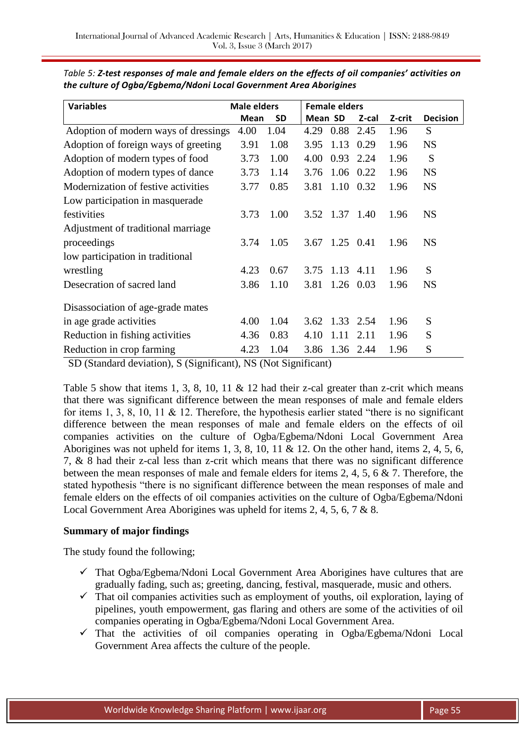*Table 5: **Z-test responses of male and female elders on the effects of oil companies' activities on the culture of Ogba/Egbema/Ndoni Local Government Area Aborigines***

| Variables | Male elders | | Female elders | | | | |
|---|---|---|---|---|---|---|---|
| | Mean | SD | Mean | SD | Z-cal | Z-crit | Decision |
| Adoption of modern ways of dressings | 4.00 | 1.04 | 4.29 | 0.88 | 2.45 | 1.96 | S |
| Adoption of foreign ways of greeting | 3.91 | 1.08 | 3.95 | 1.13 | 0.29 | 1.96 | NS |
| Adoption of modern types of food | 3.73 | 1.00 | 4.00 | 0.93 | 2.24 | 1.96 | S |
| Adoption of modern types of dance | 3.73 | 1.14 | 3.76 | 1.06 | 0.22 | 1.96 | NS |
| Modernization of festive activities | 3.77 | 0.85 | 3.81 | 1.10 | 0.32 | 1.96 | NS |
| Low participation in masquerade festivities | 3.73 | 1.00 | 3.52 | 1.37 | 1.40 | 1.96 | NS |
| Adjustment of traditional marriage proceedings | 3.74 | 1.05 | 3.67 | 1.25 | 0.41 | 1.96 | NS |
| low participation in traditional wrestling | 4.23 | 0.67 | 3.75 | 1.13 | 4.11 | 1.96 | S |
| Desecration of sacred land | 3.86 | 1.10 | 3.81 | 1.26 | 0.03 | 1.96 | NS |
| Disassociation of age-grade mates in age grade activities | 4.00 | 1.04 | 3.62 | 1.33 | 2.54 | 1.96 | S |
| Reduction in fishing activities | 4.36 | 0.83 | 4.10 | 1.11 | 2.11 | 1.96 | S |
| Reduction in crop farming | 4.23 | 1.04 | 3.86 | 1.36 | 2.44 | 1.96 | S |

SD (Standard deviation), S (Significant), NS (Not Significant)

Table 5 show that items 1, 3, 8, 10, 11 & 12 had their z-cal greater than z-crit which means that there was significant difference between the mean responses of male and female elders for items 1, 3, 8, 10, 11 & 12. Therefore, the hypothesis earlier stated "there is no significant difference between the mean responses of male and female elders on the effects of oil companies activities on the culture of Ogba/Egbema/Ndoni Local Government Area Aborigines was not upheld for items 1, 3, 8, 10, 11 & 12. On the other hand, items 2, 4, 5, 6, 7, & 8 had their z-cal less than z-crit which means that there was no significant difference between the mean responses of male and female elders for items 2, 4, 5, 6 & 7. Therefore, the stated hypothesis "there is no significant difference between the mean responses of male and female elders on the effects of oil companies activities on the culture of Ogba/Egbema/Ndoni Local Government Area Aborigines was upheld for items 2, 4, 5, 6, 7 & 8.

**Summary of major findings**

The study found the following;

- ✓ That Ogba/Egbema/Ndoni Local Government Area Aborigines have cultures that are gradually fading, such as; greeting, dancing, festival, masquerade, music and others.
- ✓ That oil companies activities such as employment of youths, oil exploration, laying of pipelines, youth empowerment, gas flaring and others are some of the activities of oil companies operating in Ogba/Egbema/Ndoni Local Government Area.
- ✓ That the activities of oil companies operating in Ogba/Egbema/Ndoni Local Government Area affects the culture of the people.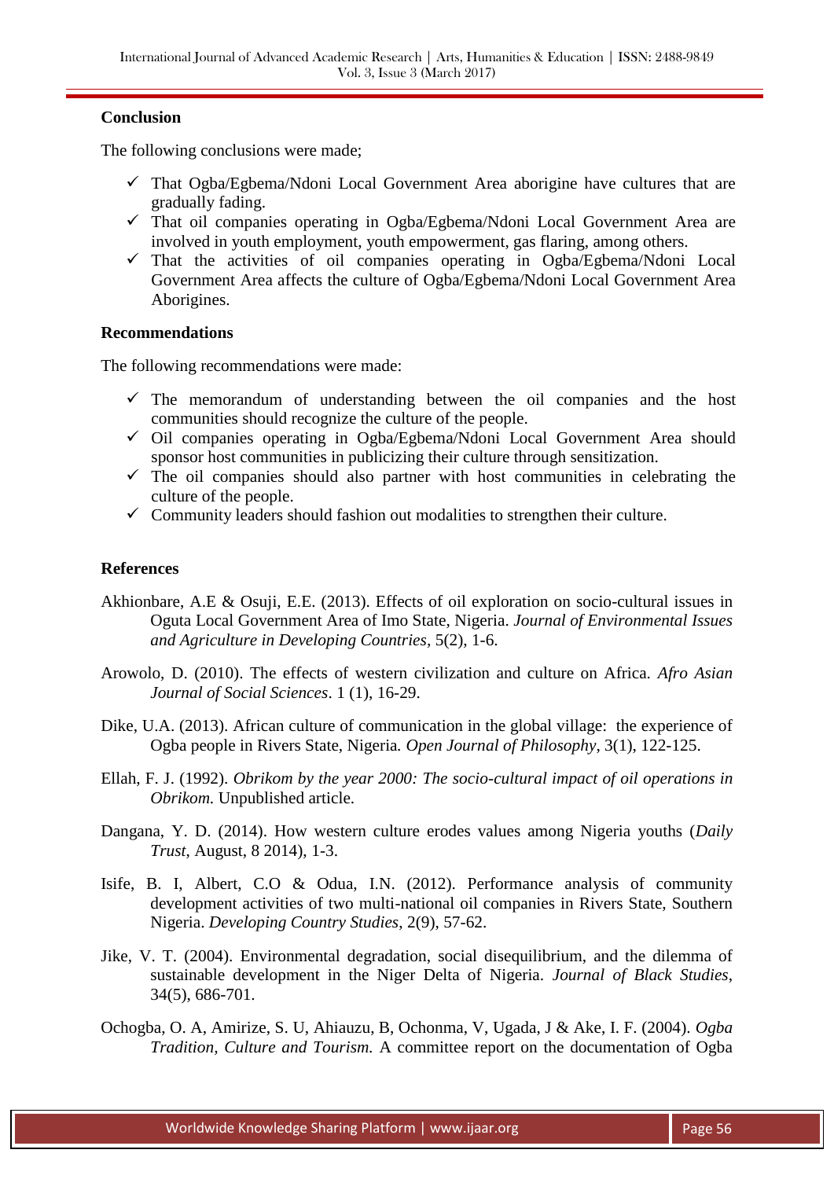## Conclusion

The following conclusions were made;

- ✓ That Ogba/Egbema/Ndoni Local Government Area aborigine have cultures that are gradually fading.
- ✓ That oil companies operating in Ogba/Egbema/Ndoni Local Government Area are involved in youth employment, youth empowerment, gas flaring, among others.
- ✓ That the activities of oil companies operating in Ogba/Egbema/Ndoni Local Government Area affects the culture of Ogba/Egbema/Ndoni Local Government Area Aborigines.

## Recommendations

The following recommendations were made:

- ✓ The memorandum of understanding between the oil companies and the host communities should recognize the culture of the people.
- ✓ Oil companies operating in Ogba/Egbema/Ndoni Local Government Area should sponsor host communities in publicizing their culture through sensitization.
- ✓ The oil companies should also partner with host communities in celebrating the culture of the people.
- ✓ Community leaders should fashion out modalities to strengthen their culture.

## References

Akhionbare, A.E & Osuji, E.E. (2013). Effects of oil exploration on socio-cultural issues in Oguta Local Government Area of Imo State, Nigeria. *Journal of Environmental Issues and Agriculture in Developing Countries*, 5(2), 1-6.

Arowolo, D. (2010). The effects of western civilization and culture on Africa. *Afro Asian Journal of Social Sciences*. 1 (1), 16-29.

Dike, U.A. (2013). African culture of communication in the global village: the experience of Ogba people in Rivers State, Nigeria. *Open Journal of Philosophy*, 3(1), 122-125.

Ellah, F. J. (1992). *Obrikom by the year 2000: The socio-cultural impact of oil operations in Obrikom.* Unpublished article.

Dangana, Y. D. (2014). How western culture erodes values among Nigeria youths (*Daily Trust*, August, 8 2014), 1-3.

Isife, B. I, Albert, C.O & Odua, I.N. (2012). Performance analysis of community development activities of two multi-national oil companies in Rivers State, Southern Nigeria. *Developing Country Studies*, 2(9), 57-62.

Jike, V. T. (2004). Environmental degradation, social disequilibrium, and the dilemma of sustainable development in the Niger Delta of Nigeria. *Journal of Black Studies*, 34(5), 686-701.

Ochogba, O. A, Amirize, S. U, Ahiauzu, B, Ochonma, V, Ugada, J & Ake, I. F. (2004). *Ogba Tradition, Culture and Tourism.* A committee report on the documentation of Ogba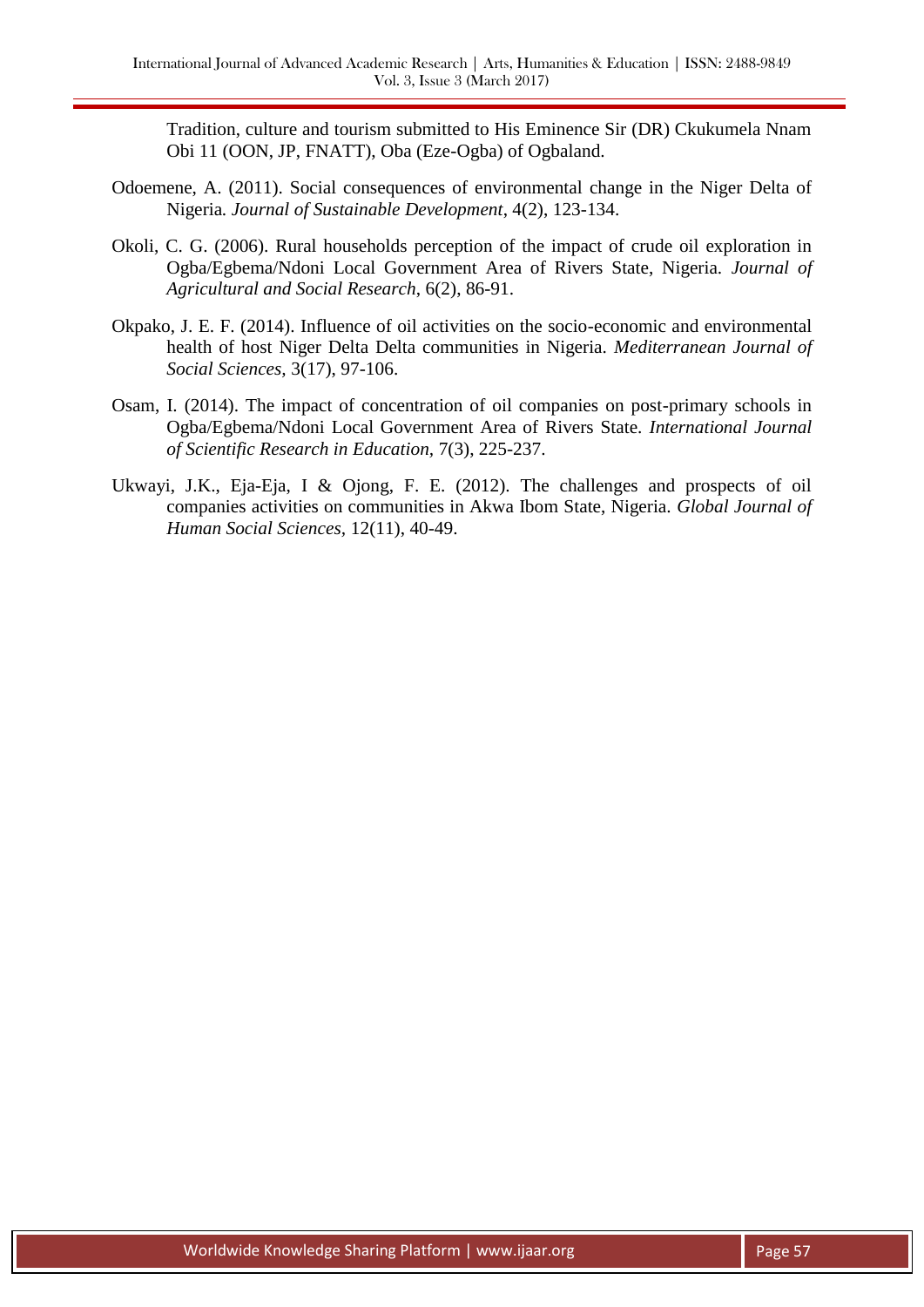Tradition, culture and tourism submitted to His Eminence Sir (DR) Ckukumela Nnam Obi 11 (OON, JP, FNATT), Oba (Eze-Ogba) of Ogbaland.

Odoemene, A. (2011). Social consequences of environmental change in the Niger Delta of Nigeria. *Journal of Sustainable Development*, 4(2), 123-134.

Okoli, C. G. (2006). Rural households perception of the impact of crude oil exploration in Ogba/Egbema/Ndoni Local Government Area of Rivers State, Nigeria. *Journal of Agricultural and Social Research*, 6(2), 86-91.

Okpako, J. E. F. (2014). Influence of oil activities on the socio-economic and environmental health of host Niger Delta Delta communities in Nigeria. *Mediterranean Journal of Social Sciences,* 3(17), 97-106.

Osam, I. (2014). The impact of concentration of oil companies on post-primary schools in Ogba/Egbema/Ndoni Local Government Area of Rivers State. *International Journal of Scientific Research in Education,* 7(3), 225-237.

Ukwayi, J.K., Eja-Eja, I & Ojong, F. E. (2012). The challenges and prospects of oil companies activities on communities in Akwa Ibom State, Nigeria. *Global Journal of Human Social Sciences,* 12(11), 40-49.